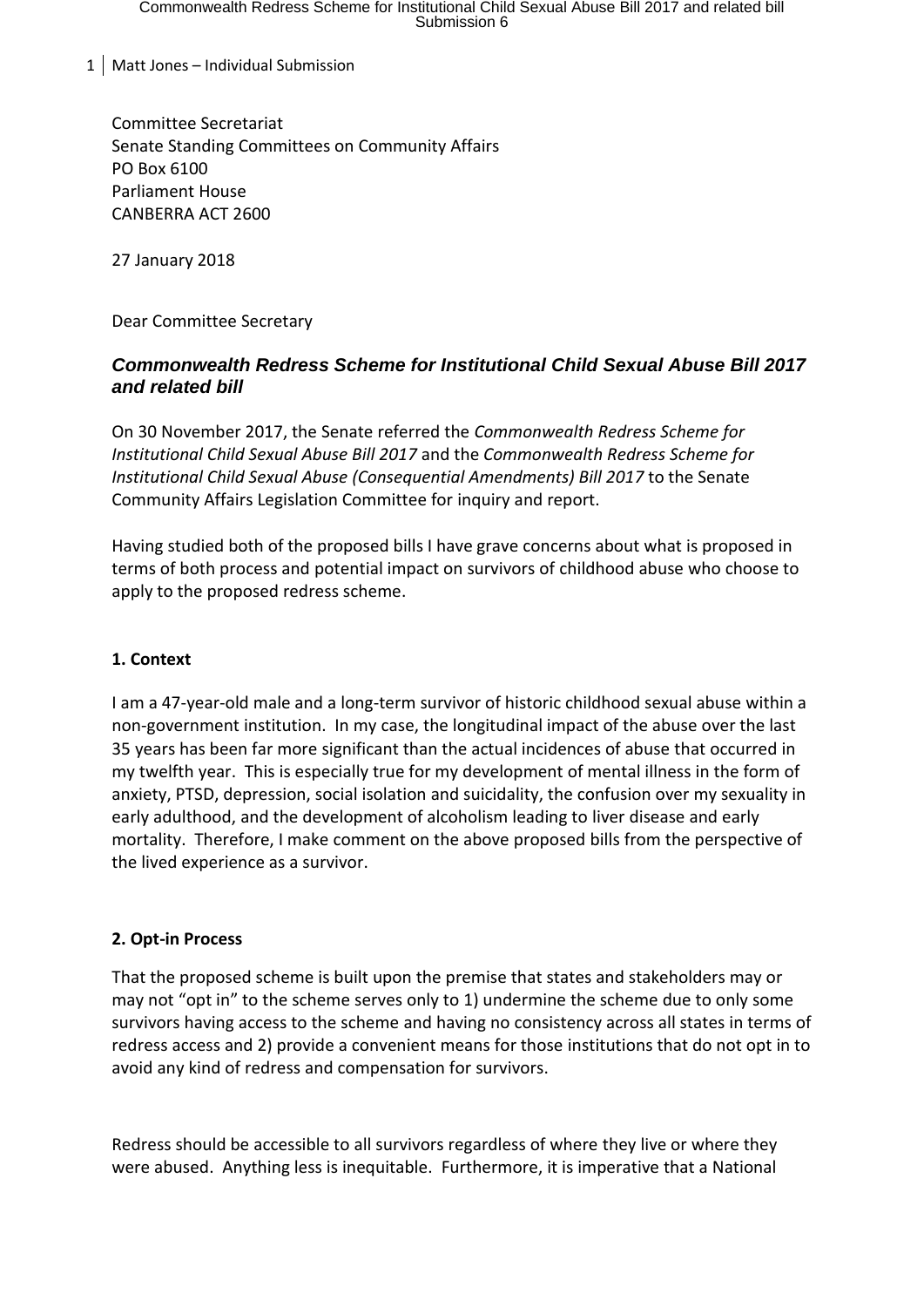Committee Secretariat
Senate Standing Committees on Community Affairs
PO Box 6100
Parliament House
CANBERRA ACT 2600

27 January 2018

Dear Committee Secretary

### *Commonwealth Redress Scheme for Institutional Child Sexual Abuse Bill 2017 and related bill*

On 30 November 2017, the Senate referred the *Commonwealth Redress Scheme for Institutional Child Sexual Abuse Bill 2017* and the *Commonwealth Redress Scheme for Institutional Child Sexual Abuse (Consequential Amendments) Bill 2017* to the Senate Community Affairs Legislation Committee for inquiry and report.

Having studied both of the proposed bills I have grave concerns about what is proposed in terms of both process and potential impact on survivors of childhood abuse who choose to apply to the proposed redress scheme.

**1. Context**

I am a 47-year-old male and a long-term survivor of historic childhood sexual abuse within a non-government institution. In my case, the longitudinal impact of the abuse over the last 35 years has been far more significant than the actual incidences of abuse that occurred in my twelfth year. This is especially true for my development of mental illness in the form of anxiety, PTSD, depression, social isolation and suicidality, the confusion over my sexuality in early adulthood, and the development of alcoholism leading to liver disease and early mortality. Therefore, I make comment on the above proposed bills from the perspective of the lived experience as a survivor.

**2. Opt-in Process**

That the proposed scheme is built upon the premise that states and stakeholders may or may not "opt in" to the scheme serves only to 1) undermine the scheme due to only some survivors having access to the scheme and having no consistency across all states in terms of redress access and 2) provide a convenient means for those institutions that do not opt in to avoid any kind of redress and compensation for survivors.

Redress should be accessible to all survivors regardless of where they live or where they were abused. Anything less is inequitable. Furthermore, it is imperative that a National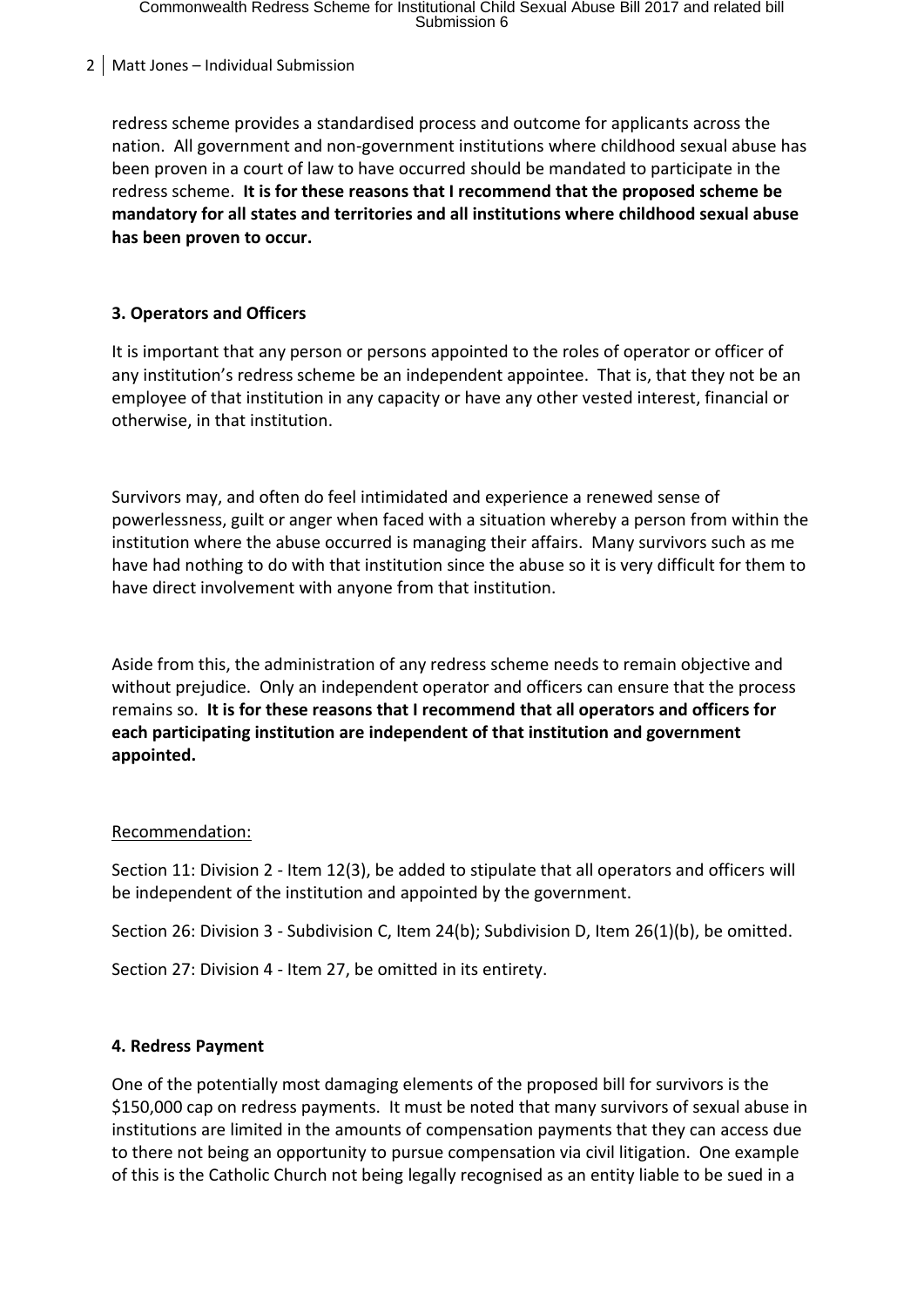redress scheme provides a standardised process and outcome for applicants across the nation. All government and non-government institutions where childhood sexual abuse has been proven in a court of law to have occurred should be mandated to participate in the redress scheme. **It is for these reasons that I recommend that the proposed scheme be mandatory for all states and territories and all institutions where childhood sexual abuse has been proven to occur.**

### 3. Operators and Officers

It is important that any person or persons appointed to the roles of operator or officer of any institution's redress scheme be an independent appointee. That is, that they not be an employee of that institution in any capacity or have any other vested interest, financial or otherwise, in that institution.

Survivors may, and often do feel intimidated and experience a renewed sense of powerlessness, guilt or anger when faced with a situation whereby a person from within the institution where the abuse occurred is managing their affairs. Many survivors such as me have had nothing to do with that institution since the abuse so it is very difficult for them to have direct involvement with anyone from that institution.

Aside from this, the administration of any redress scheme needs to remain objective and without prejudice. Only an independent operator and officers can ensure that the process remains so. **It is for these reasons that I recommend that all operators and officers for each participating institution are independent of that institution and government appointed.**

Recommendation:

Section 11: Division 2 - Item 12(3), be added to stipulate that all operators and officers will be independent of the institution and appointed by the government.

Section 26: Division 3 - Subdivision C, Item 24(b); Subdivision D, Item 26(1)(b), be omitted.

Section 27: Division 4 - Item 27, be omitted in its entirety.

### 4. Redress Payment

One of the potentially most damaging elements of the proposed bill for survivors is the $150,000 cap on redress payments. It must be noted that many survivors of sexual abuse in institutions are limited in the amounts of compensation payments that they can access due to there not being an opportunity to pursue compensation via civil litigation. One example of this is the Catholic Church not being legally recognised as an entity liable to be sued in a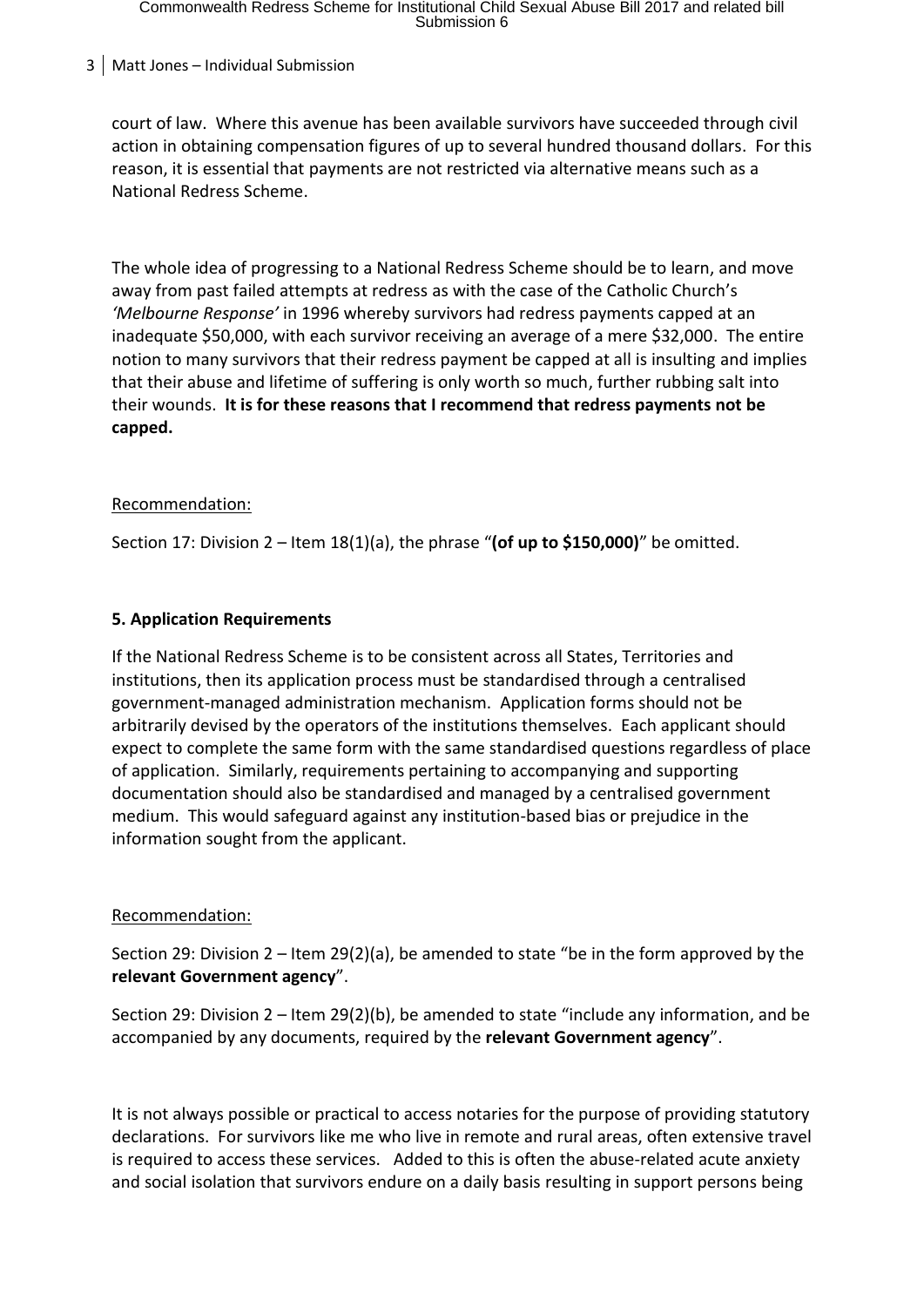court of law. Where this avenue has been available survivors have succeeded through civil action in obtaining compensation figures of up to several hundred thousand dollars. For this reason, it is essential that payments are not restricted via alternative means such as a National Redress Scheme.

The whole idea of progressing to a National Redress Scheme should be to learn, and move away from past failed attempts at redress as with the case of the Catholic Church's *'Melbourne Response'* in 1996 whereby survivors had redress payments capped at an inadequate $50,000, with each survivor receiving an average of a mere $32,000. The entire notion to many survivors that their redress payment be capped at all is insulting and implies that their abuse and lifetime of suffering is only worth so much, further rubbing salt into their wounds. **It is for these reasons that I recommend that redress payments not be capped.**

Recommendation:

Section 17: Division 2 – Item 18(1)(a), the phrase "**(of up to $150,000)**" be omitted.

### 5. Application Requirements

If the National Redress Scheme is to be consistent across all States, Territories and institutions, then its application process must be standardised through a centralised government-managed administration mechanism. Application forms should not be arbitrarily devised by the operators of the institutions themselves. Each applicant should expect to complete the same form with the same standardised questions regardless of place of application. Similarly, requirements pertaining to accompanying and supporting documentation should also be standardised and managed by a centralised government medium. This would safeguard against any institution-based bias or prejudice in the information sought from the applicant.

Recommendation:

Section 29: Division 2 – Item 29(2)(a), be amended to state "be in the form approved by the **relevant Government agency**".

Section 29: Division 2 – Item 29(2)(b), be amended to state "include any information, and be accompanied by any documents, required by the **relevant Government agency**".

It is not always possible or practical to access notaries for the purpose of providing statutory declarations. For survivors like me who live in remote and rural areas, often extensive travel is required to access these services. Added to this is often the abuse-related acute anxiety and social isolation that survivors endure on a daily basis resulting in support persons being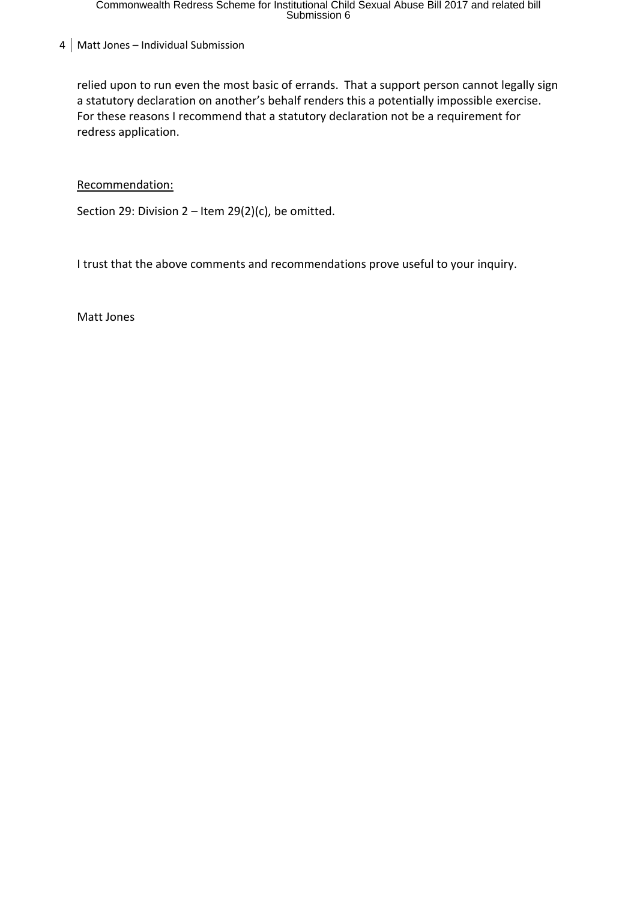relied upon to run even the most basic of errands. That a support person cannot legally sign a statutory declaration on another's behalf renders this a potentially impossible exercise. For these reasons I recommend that a statutory declaration not be a requirement for redress application.

<u>Recommendation:</u>

Section 29: Division 2 – Item 29(2)(c), be omitted.

I trust that the above comments and recommendations prove useful to your inquiry.

Matt Jones